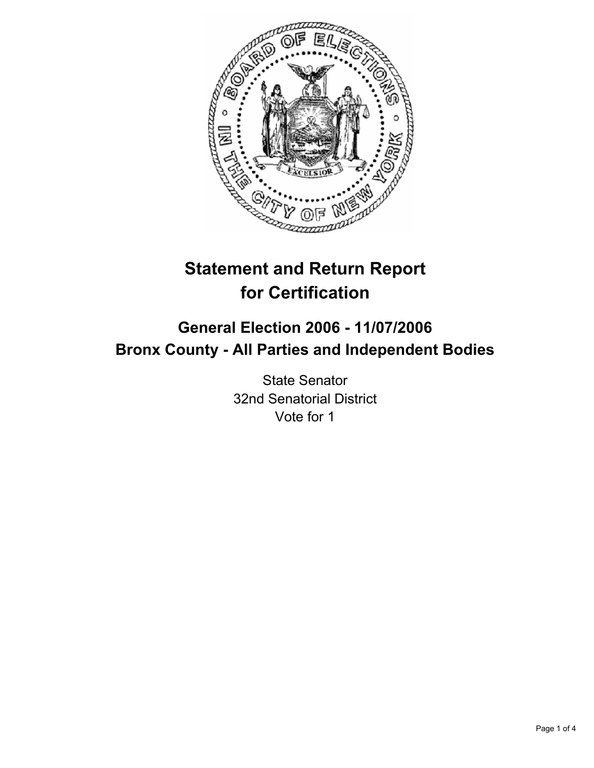# Statement and Return Report for Certification

## General Election 2006 - 11/07/2006
## Bronx County - All Parties and Independent Bodies

State Senator
32nd Senatorial District
Vote for 1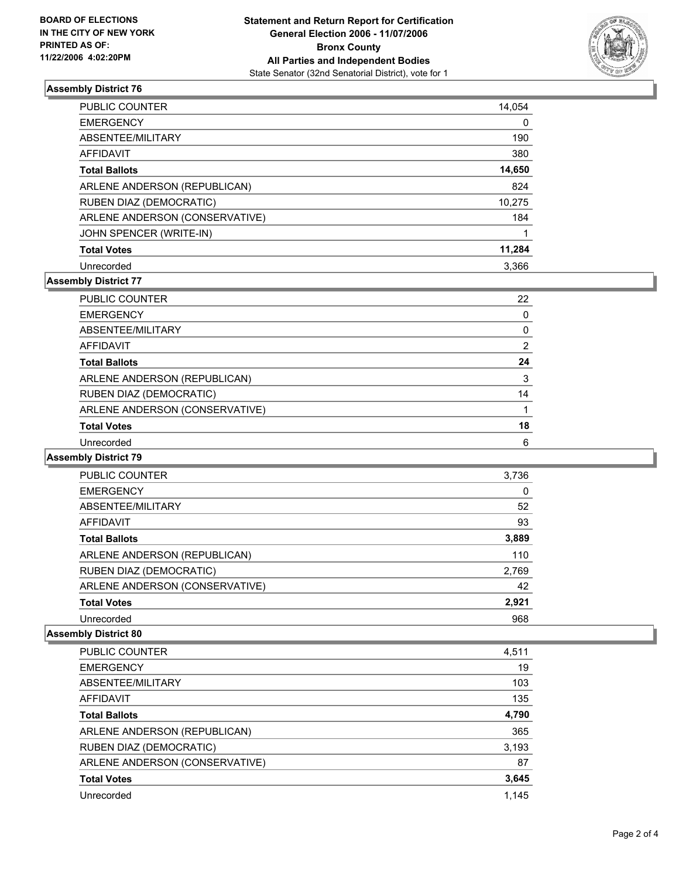**BOARD OF ELECTIONS IN THE CITY OF NEW YORK PRINTED AS OF: 11/22/2006 4:02:20PM**

# Statement and Return Report for Certification
## General Election 2006 - 11/07/2006
## Bronx County
## All Parties and Independent Bodies
State Senator (32nd Senatorial District), vote for 1

### Assembly District 76

| | |
|---|---|
| PUBLIC COUNTER | 14,054 |
| EMERGENCY | 0 |
| ABSENTEE/MILITARY | 190 |
| AFFIDAVIT | 380 |
| **Total Ballots** | **14,650** |
| ARLENE ANDERSON (REPUBLICAN) | 824 |
| RUBEN DIAZ (DEMOCRATIC) | 10,275 |
| ARLENE ANDERSON (CONSERVATIVE) | 184 |
| JOHN SPENCER (WRITE-IN) | 1 |
| **Total Votes** | **11,284** |
| Unrecorded | 3,366 |

### Assembly District 77

| | |
|---|---|
| PUBLIC COUNTER | 22 |
| EMERGENCY | 0 |
| ABSENTEE/MILITARY | 0 |
| AFFIDAVIT | 2 |
| **Total Ballots** | **24** |
| ARLENE ANDERSON (REPUBLICAN) | 3 |
| RUBEN DIAZ (DEMOCRATIC) | 14 |
| ARLENE ANDERSON (CONSERVATIVE) | 1 |
| **Total Votes** | **18** |
| Unrecorded | 6 |

### Assembly District 79

| | |
|---|---|
| PUBLIC COUNTER | 3,736 |
| EMERGENCY | 0 |
| ABSENTEE/MILITARY | 52 |
| AFFIDAVIT | 93 |
| **Total Ballots** | **3,889** |
| ARLENE ANDERSON (REPUBLICAN) | 110 |
| RUBEN DIAZ (DEMOCRATIC) | 2,769 |
| ARLENE ANDERSON (CONSERVATIVE) | 42 |
| **Total Votes** | **2,921** |
| Unrecorded | 968 |

### Assembly District 80

| | |
|---|---|
| PUBLIC COUNTER | 4,511 |
| EMERGENCY | 19 |
| ABSENTEE/MILITARY | 103 |
| AFFIDAVIT | 135 |
| **Total Ballots** | **4,790** |
| ARLENE ANDERSON (REPUBLICAN) | 365 |
| RUBEN DIAZ (DEMOCRATIC) | 3,193 |
| ARLENE ANDERSON (CONSERVATIVE) | 87 |
| **Total Votes** | **3,645** |
| Unrecorded | 1,145 |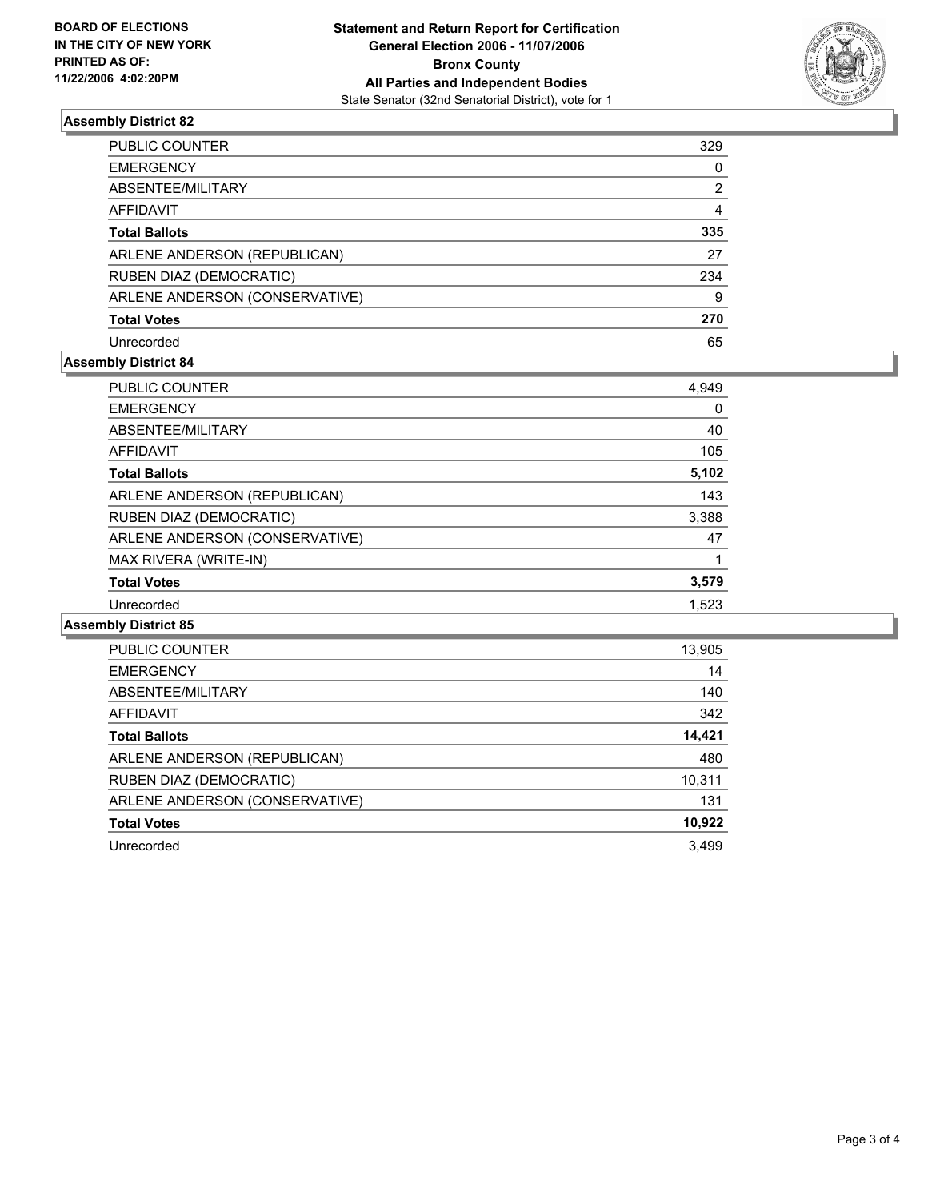**BOARD OF ELECTIONS IN THE CITY OF NEW YORK PRINTED AS OF: 11/22/2006 4:02:20PM**

# Statement and Return Report for Certification
## General Election 2006 - 11/07/2006
## Bronx County
## All Parties and Independent Bodies
State Senator (32nd Senatorial District), vote for 1

### Assembly District 82

| | |
|---|---|
| PUBLIC COUNTER | 329 |
| EMERGENCY | 0 |
| ABSENTEE/MILITARY | 2 |
| AFFIDAVIT | 4 |
| **Total Ballots** | **335** |
| ARLENE ANDERSON (REPUBLICAN) | 27 |
| RUBEN DIAZ (DEMOCRATIC) | 234 |
| ARLENE ANDERSON (CONSERVATIVE) | 9 |
| **Total Votes** | **270** |
| Unrecorded | 65 |

### Assembly District 84

| | |
|---|---|
| PUBLIC COUNTER | 4,949 |
| EMERGENCY | 0 |
| ABSENTEE/MILITARY | 40 |
| AFFIDAVIT | 105 |
| **Total Ballots** | **5,102** |
| ARLENE ANDERSON (REPUBLICAN) | 143 |
| RUBEN DIAZ (DEMOCRATIC) | 3,388 |
| ARLENE ANDERSON (CONSERVATIVE) | 47 |
| MAX RIVERA (WRITE-IN) | 1 |
| **Total Votes** | **3,579** |
| Unrecorded | 1,523 |

### Assembly District 85

| | |
|---|---|
| PUBLIC COUNTER | 13,905 |
| EMERGENCY | 14 |
| ABSENTEE/MILITARY | 140 |
| AFFIDAVIT | 342 |
| **Total Ballots** | **14,421** |
| ARLENE ANDERSON (REPUBLICAN) | 480 |
| RUBEN DIAZ (DEMOCRATIC) | 10,311 |
| ARLENE ANDERSON (CONSERVATIVE) | 131 |
| **Total Votes** | **10,922** |
| Unrecorded | 3,499 |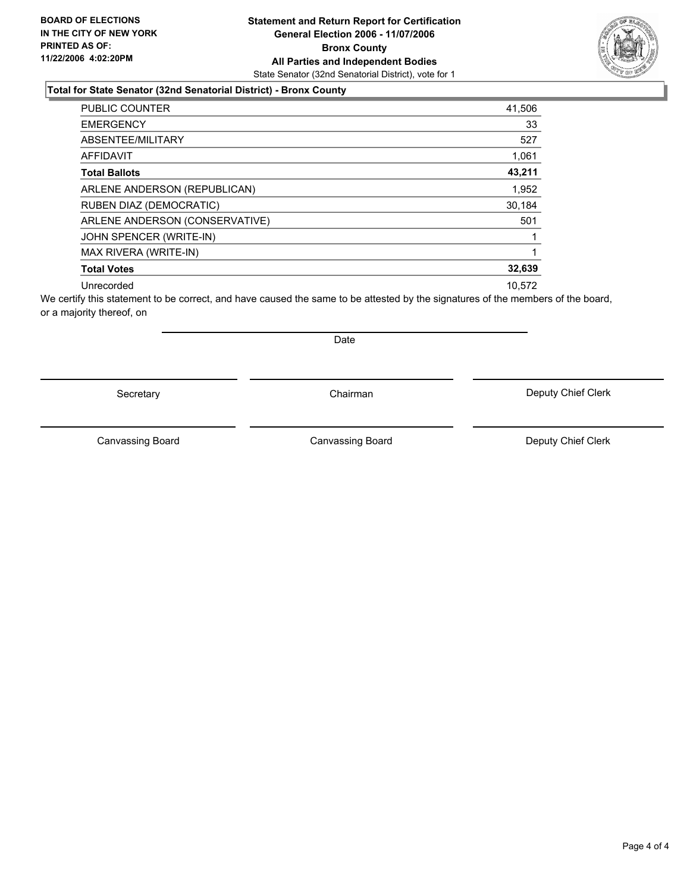**BOARD OF ELECTIONS IN THE CITY OF NEW YORK PRINTED AS OF: 11/22/2006 4:02:20PM**

**Statement and Return Report for Certification**
**General Election 2006 - 11/07/2006**
**Bronx County**
**All Parties and Independent Bodies**
State Senator (32nd Senatorial District), vote for 1

### Total for State Senator (32nd Senatorial District) - Bronx County

| | |
|---|---|
| PUBLIC COUNTER | 41,506 |
| EMERGENCY | 33 |
| ABSENTEE/MILITARY | 527 |
| AFFIDAVIT | 1,061 |
| **Total Ballots** | **43,211** |
| ARLENE ANDERSON (REPUBLICAN) | 1,952 |
| RUBEN DIAZ (DEMOCRATIC) | 30,184 |
| ARLENE ANDERSON (CONSERVATIVE) | 501 |
| JOHN SPENCER (WRITE-IN) | 1 |
| MAX RIVERA (WRITE-IN) | 1 |
| **Total Votes** | **32,639** |
| Unrecorded | 10,572 |

We certify this statement to be correct, and have caused the same to be attested by the signatures of the members of the board, or a majority thereof, on

Date

Secretary | Chairman | Deputy Chief Clerk

Canvassing Board | Canvassing Board | Deputy Chief Clerk